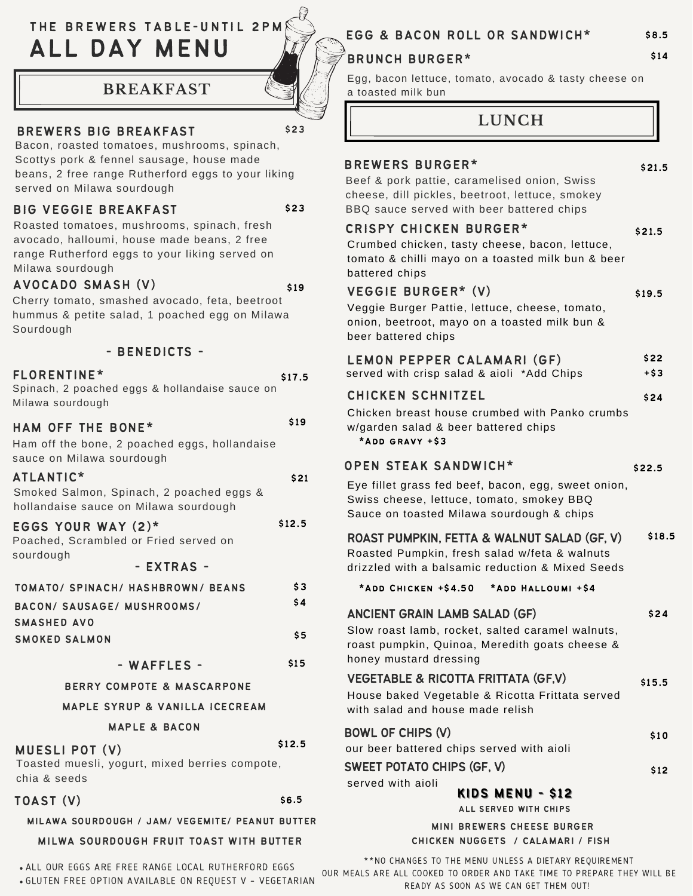THE BREWERS TABLE-UNTIL 2PM

# ALL DAY MENU

## BREAKFAST

**BREWERS BIG BREAKFAST** $23
Bacon, roasted tomatoes, mushrooms, spinach, Scottys pork & fennel sausage, house made beans, 2 free range Rutherford eggs to your liking served on Milawa sourdough

**BIG VEGGIE BREAKFAST** $23
Roasted tomatoes, mushrooms, spinach, fresh avocado, halloumi, house made beans, 2 free range Rutherford eggs to your liking served on Milawa sourdough

**AVOCADO SMASH (V)** $19
Cherry tomato, smashed avocado, feta, beetroot hummus & petite salad, 1 poached egg on Milawa Sourdough

### - BENEDICTS -

**FLORENTINE*** $17.5
Spinach, 2 poached eggs & hollandaise sauce on Milawa sourdough

**HAM OFF THE BONE*** $19
Ham off the bone, 2 poached eggs, hollandaise sauce on Milawa sourdough

**ATLANTIC*** $21
Smoked Salmon, Spinach, 2 poached eggs & hollandaise sauce on Milawa sourdough

**EGGS YOUR WAY (2)*** $12.5
Poached, Scrambled or Fried served on sourdough

### - EXTRAS -

TOMATO/ SPINACH/ HASHBROWN/ BEANS $3
BACON/ SAUSAGE/ MUSHROOMS/ SMASHED AVO $4
SMOKED SALMON $5

### - WAFFLES - $15

BERRY COMPOTE & MASCARPONE
MAPLE SYRUP & VANILLA ICECREAM
MAPLE & BACON

**MUESLI POT (V)** $12.5
Toasted muesli, yogurt, mixed berries compote, chia & seeds

**TOAST (V)** $6.5
MILAWA SOURDOUGH / JAM/ VEGEMITE/ PEANUT BUTTER
MILWA SOURDOUGH FRUIT TOAST WITH BUTTER

- ALL OUR EGGS ARE FREE RANGE LOCAL RUTHERFORD EGGS
- GLUTEN FREE OPTION AVAILABLE ON REQUEST V - VEGETARIAN

**EGG & BACON ROLL OR SANDWICH*** $8.5

**BRUNCH BURGER*** $14
Egg, bacon lettuce, tomato, avocado & tasty cheese on a toasted milk bun

## LUNCH

**BREWERS BURGER*** $21.5
Beef & pork pattie, caramelised onion, Swiss cheese, dill pickles, beetroot, lettuce, smokey BBQ sauce served with beer battered chips

**CRISPY CHICKEN BURGER*** $21.5
Crumbed chicken, tasty cheese, bacon, lettuce, tomato & chilli mayo on a toasted milk bun & beer battered chips

**VEGGIE BURGER* (V)** $19.5
Veggie Burger Pattie, lettuce, cheese, tomato, onion, beetroot, mayo on a toasted milk bun & beer battered chips

**LEMON PEPPER CALAMARI (GF)** $22
served with crisp salad & aioli *Add Chips +$3

**CHICKEN SCHNITZEL** $24
Chicken breast house crumbed with Panko crumbs w/garden salad & beer battered chips
*ADD GRAVY +$3

**OPEN STEAK SANDWICH*** $22.5
Eye fillet grass fed beef, bacon, egg, sweet onion, Swiss cheese, lettuce, tomato, smokey BBQ Sauce on toasted Milawa sourdough & chips

**ROAST PUMPKIN, FETTA & WALNUT SALAD (GF, V)** $18.5
Roasted Pumpkin, fresh salad w/feta & walnuts drizzled with a balsamic reduction & Mixed Seeds
*ADD CHICKEN +$4.50 *ADD HALLOUMI +$4

**ANCIENT GRAIN LAMB SALAD (GF)** $24
Slow roast lamb, rocket, salted caramel walnuts, roast pumpkin, Quinoa, Meredith goats cheese & honey mustard dressing

**VEGETABLE & RICOTTA FRITTATA (GF,V)** $15.5
House baked Vegetable & Ricotta Frittata served with salad and house made relish

**BOWL OF CHIPS (V)** $10
our beer battered chips served with aioli

**SWEET POTATO CHIPS (GF, V)** $12
served with aioli

### KIDS MENU - $12

ALL SERVED WITH CHIPS

MINI BREWERS CHEESE BURGER
CHICKEN NUGGETS / CALAMARI / FISH

**NO CHANGES TO THE MENU UNLESS A DIETARY REQUIREMENT
OUR MEALS ARE ALL COOKED TO ORDER AND TAKE TIME TO PREPARE THEY WILL BE READY AS SOON AS WE CAN GET THEM OUT!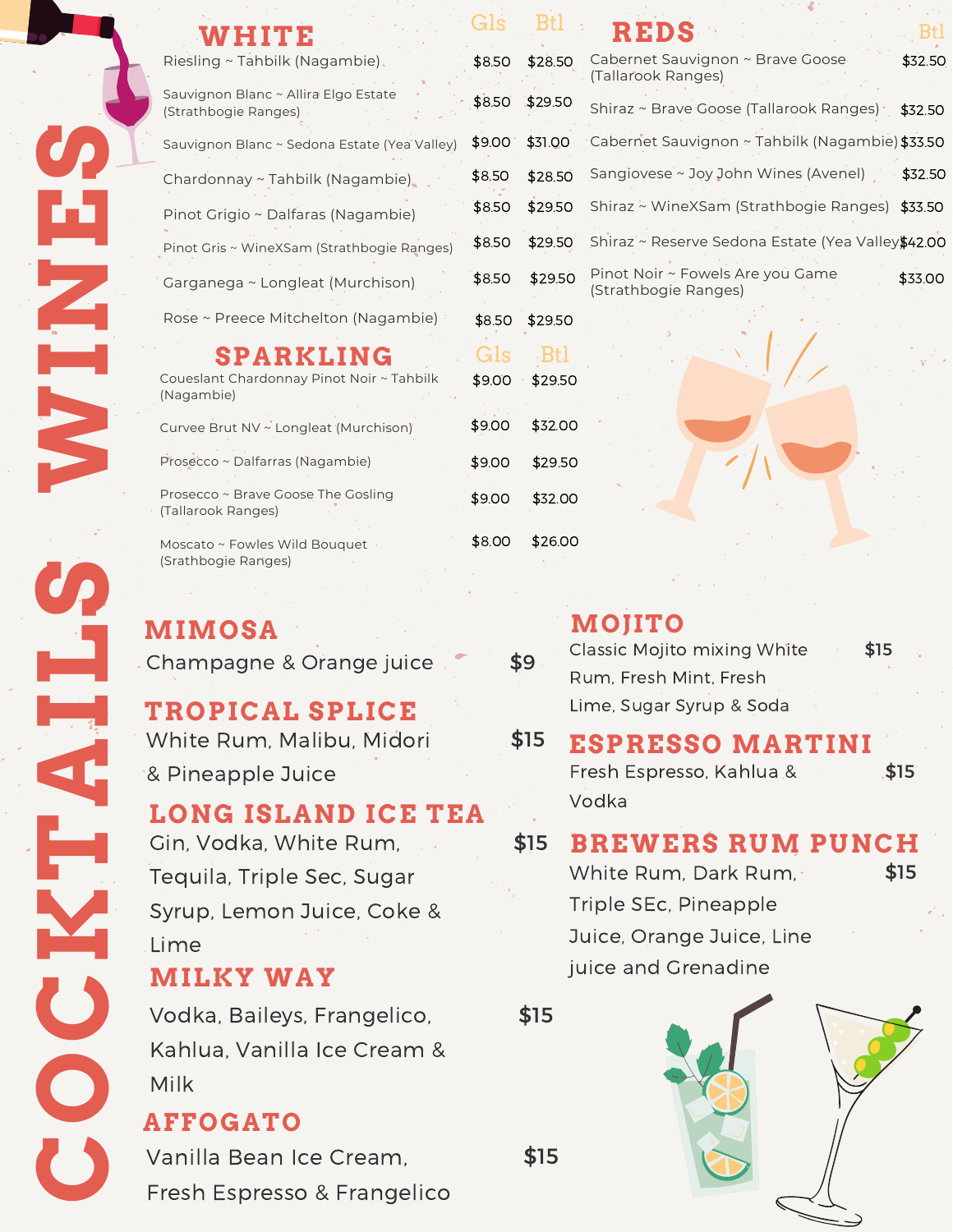# WINES

## WHITE

| | Gls | Btl |
|---|---|---|
| Riesling ~ Tahbilk (Nagambie) | $8.50 | $28.50 |
| Sauvignon Blanc ~ Allira Elgo Estate (Strathbogie Ranges) | $8.50 | $29.50 |
| Sauvignon Blanc ~ Sedona Estate (Yea Valley) | $9.00 | $31.00 |
| Chardonnay ~ Tahbilk (Nagambie) | $8.50 | $28.50 |
| Pinot Grigio ~ Dalfaras (Nagambie) | $8.50 | $29.50 |
| Pinot Gris ~ WineXSam (Strathbogie Ranges) | $8.50 | $29.50 |
| Garganega ~ Longleat (Murchison) | $8.50 | $29.50 |
| Rose ~ Preece Mitchelton (Nagambie) | $8.50 | $29.50 |

## SPARKLING

| | Gls | Btl |
|---|---|---|
| Coueslant Chardonnay Pinot Noir ~ Tahbilk (Nagambie) | $9.00 | $29.50 |
| Curvee Brut NV ~ Longleat (Murchison) | $9.00 | $32.00 |
| Prosecco ~ Dalfarras (Nagambie) | $9.00 | $29.50 |
| Prosecco ~ Brave Goose The Gosling (Tallarook Ranges) | $9.00 | $32.00 |
| Moscato ~ Fowles Wild Bouquet (Srathbogie Ranges) | $8.00 | $26.00 |

## REDS

| | Btl |
|---|---|
| Cabernet Sauvignon ~ Brave Goose (Tallarook Ranges) | $32.50 |
| Shiraz ~ Brave Goose (Tallarook Ranges) | $32.50 |
| Cabernet Sauvignon ~ Tahbilk (Nagambie) | $33.50 |
| Sangiovese ~ Joy John Wines (Avenel) | $32.50 |
| Shiraz ~ WineXSam (Strathbogie Ranges) | $33.50 |
| Shiraz ~ Reserve Sedona Estate (Yea Valley) | $42.00 |
| Pinot Noir ~ Fowels Are you Game (Strathbogie Ranges) | $33.00 |

# COCKTAILS

### MIMOSA
Champagne & Orange juice — $9

### TROPICAL SPLICE
White Rum, Malibu, Midori & Pineapple Juice — $15

### LONG ISLAND ICE TEA
Gin, Vodka, White Rum, Tequila, Triple Sec, Sugar Syrup, Lemon Juice, Coke & Lime — $15

### MILKY WAY
Vodka, Baileys, Frangelico, Kahlua, Vanilla Ice Cream & Milk — $15

### AFFOGATO
Vanilla Bean Ice Cream, Fresh Espresso & Frangelico — $15

### MOJITO
Classic Mojito mixing White Rum, Fresh Mint, Fresh Lime, Sugar Syrup & Soda — $15

### ESPRESSO MARTINI
Fresh Espresso, Kahlua & Vodka — $15

### BREWERS RUM PUNCH
White Rum, Dark Rum, Triple SEc, Pineapple Juice, Orange Juice, Line juice and Grenadine — $15